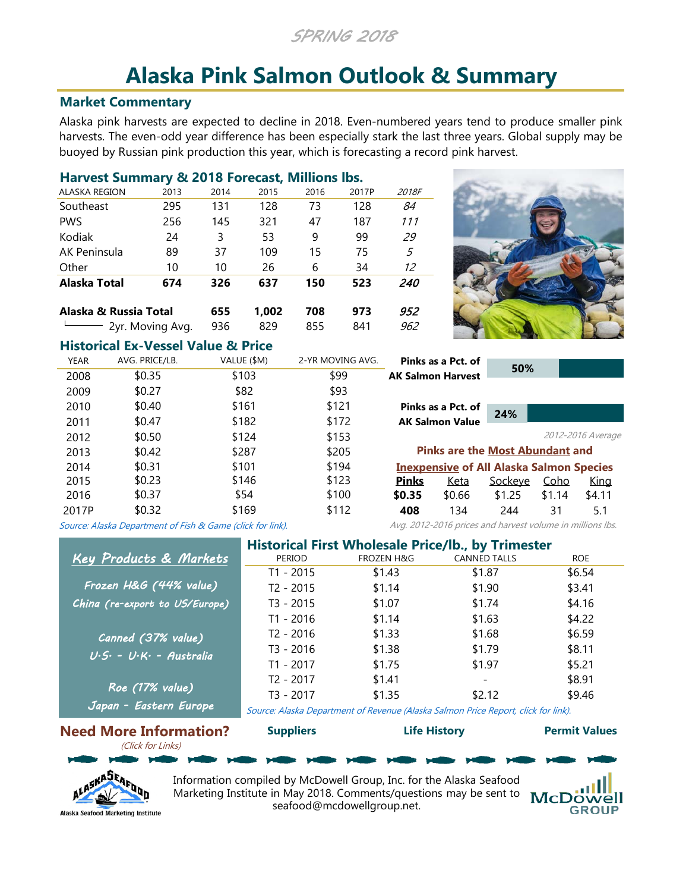SPRING 2018

# Alaska Pink Salmon Outlook & Summary

## Market Commentary

Alaska pink harvests are expected to decline in 2018. Even-numbered years tend to produce smaller pink harvests. The even-odd year difference has been especially stark the last three years. Global supply may be buoyed by Russian pink production this year, which is forecasting a record pink harvest.

## Harvest Summary & 2018 Forecast, Millions lbs.

| ALASKA REGION | 2013 | 2014 | 2015 | 2016 | 2017P | *2018F* |
|---|---|---|---|---|---|---|
| Southeast | 295 | 131 | 128 | 73 | 128 | *84* |
| PWS | 256 | 145 | 321 | 47 | 187 | *111* |
| Kodiak | 24 | 3 | 53 | 9 | 99 | *29* |
| AK Peninsula | 89 | 37 | 109 | 15 | 75 | *5* |
| Other | 10 | 10 | 26 | 6 | 34 | *12* |
| **Alaska Total** | **674** | **326** | **637** | **150** | **523** | ***240*** |
| **Alaska & Russia Total** | | **655** | **1,002** | **708** | **973** | ***952*** |
| 2yr. Moving Avg. | | 936 | 829 | 855 | 841 | *962* |

## Historical Ex-Vessel Value & Price

| YEAR | AVG. PRICE/LB. | VALUE ($M) | 2-YR MOVING AVG. |
|---|---|---|---|
| 2008 | $0.35 | $103 | $99 |
| 2009 | $0.27 | $82 | $93 |
| 2010 | $0.40 | $161 | $121 |
| 2011 | $0.47 | $182 | $172 |
| 2012 | $0.50 | $124 | $153 |
| 2013 | $0.42 | $287 | $205 |
| 2014 | $0.31 | $101 | $194 |
| 2015 | $0.23 | $146 | $123 |
| 2016 | $0.37 | $54 | $100 |
| 2017P | $0.32 | $169 | $112 |

*Source: Alaska Department of Fish & Game (click for link).*

**Pinks as a Pct. of AK Salmon Harvest:** 50%

**Pinks as a Pct. of AK Salmon Value:** 24%

*2012-2016 Average*

**Pinks are the Most Abundant and Inexpensive of All Alaska Salmon Species**

| Pinks | Keta | Sockeye | Coho | King |
|---|---|---|---|---|
| **$0.35** | $0.66 | $1.25 | $1.14 | $4.11 |
| **408** | 134 | 244 | 31 | 5.1 |

*Avg. 2012-2016 prices and harvest volume in millions lbs.*

## Key Products & Markets

**Frozen H&G (44% value)**
China (re-export to US/Europe)

**Canned (37% value)**
U.S. - U.K. - Australia

**Roe (17% value)**
Japan - Eastern Europe

## Historical First Wholesale Price/lb., by Trimester

| PERIOD | FROZEN H&G | CANNED TALLS | ROE |
|---|---|---|---|
| T1 - 2015 | $1.43 | $1.87 | $6.54 |
| T2 - 2015 | $1.14 | $1.90 | $3.41 |
| T3 - 2015 | $1.07 | $1.74 | $4.16 |
| T1 - 2016 | $1.14 | $1.63 | $4.22 |
| T2 - 2016 | $1.33 | $1.68 | $6.59 |
| T3 - 2016 | $1.38 | $1.79 | $8.11 |
| T1 - 2017 | $1.75 | $1.97 | $5.21 |
| T2 - 2017 | $1.41 | - | $8.91 |
| T3 - 2017 | $1.35 | $2.12 | $9.46 |

*Source: Alaska Department of Revenue (Alaska Salmon Price Report, click for link).*

## Need More Information?

*(Click for Links)*

**Suppliers** | **Life History** | **Permit Values**

Information compiled by McDowell Group, Inc. for the Alaska Seafood Marketing Institute in May 2018. Comments/questions may be sent to seafood@mcdowellgroup.net.

Alaska Seafood Marketing Institute

McDowell Group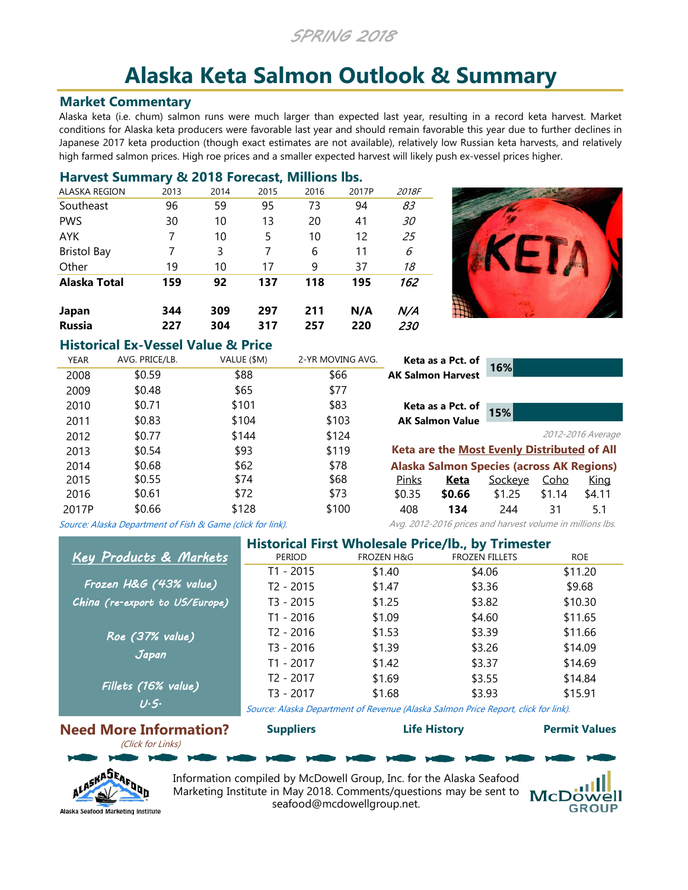SPRING 2018

# Alaska Keta Salmon Outlook & Summary

## Market Commentary

Alaska keta (i.e. chum) salmon runs were much larger than expected last year, resulting in a record keta harvest. Market conditions for Alaska keta producers were favorable last year and should remain favorable this year due to further declines in Japanese 2017 keta production (though exact estimates are not available), relatively low Russian keta harvests, and relatively high farmed salmon prices. High roe prices and a smaller expected harvest will likely push ex-vessel prices higher.

## Harvest Summary & 2018 Forecast, Millions lbs.

| ALASKA REGION | 2013 | 2014 | 2015 | 2016 | 2017P | *2018F* |
|---|---|---|---|---|---|---|
| Southeast | 96 | 59 | 95 | 73 | 94 | *83* |
| PWS | 30 | 10 | 13 | 20 | 41 | *30* |
| AYK | 7 | 10 | 5 | 10 | 12 | *25* |
| Bristol Bay | 7 | 3 | 7 | 6 | 11 | *6* |
| Other | 19 | 10 | 17 | 9 | 37 | *18* |
| **Alaska Total** | **159** | **92** | **137** | **118** | **195** | ***162*** |
| **Japan** | **344** | **309** | **297** | **211** | **N/A** | ***N/A*** |
| **Russia** | **227** | **304** | **317** | **257** | **220** | ***230*** |

## Historical Ex-Vessel Value & Price

| YEAR | AVG. PRICE/LB. | VALUE ($M) | 2-YR MOVING AVG. |
|---|---|---|---|
| 2008 | $0.59 | $88 | $66 |
| 2009 | $0.48 | $65 | $77 |
| 2010 | $0.71 | $101 | $83 |
| 2011 | $0.83 | $104 | $103 |
| 2012 | $0.77 | $144 | $124 |
| 2013 | $0.54 | $93 | $119 |
| 2014 | $0.68 | $62 | $78 |
| 2015 | $0.55 | $74 | $68 |
| 2016 | $0.61 | $72 | $73 |
| 2017P | $0.66 | $128 | $100 |

*Source: Alaska Department of Fish & Game (click for link).*

**Keta as a Pct. of AK Salmon Harvest:** 16%

**Keta as a Pct. of AK Salmon Value:** 15%

*2012-2016 Average*

**Keta are the Most Evenly Distributed of All Alaska Salmon Species (across AK Regions)**

| Pinks | **Keta** | Sockeye | Coho | King |
|---|---|---|---|---|
| $0.35 | **$0.66** | $1.25 | $1.14 | $4.11 |
| 408 | **134** | 244 | 31 | 5.1 |

*Avg. 2012-2016 prices and harvest volume in millions lbs.*

### Key Products & Markets

*Frozen H&G (43% value)*
*China (re-export to US/Europe)*

*Roe (37% value)*
*Japan*

*Fillets (16% value)*
*U.S.*

## Historical First Wholesale Price/lb., by Trimester

| PERIOD | FROZEN H&G | FROZEN FILLETS | ROE |
|---|---|---|---|
| T1 - 2015 | $1.40 | $4.06 | $11.20 |
| T2 - 2015 | $1.47 | $3.36 | $9.68 |
| T3 - 2015 | $1.25 | $3.82 | $10.30 |
| T1 - 2016 | $1.09 | $4.60 | $11.65 |
| T2 - 2016 | $1.53 | $3.39 | $11.66 |
| T3 - 2016 | $1.39 | $3.26 | $14.09 |
| T1 - 2017 | $1.42 | $3.37 | $14.69 |
| T2 - 2017 | $1.69 | $3.55 | $14.84 |
| T3 - 2017 | $1.68 | $3.93 | $15.91 |

*Source: Alaska Department of Revenue (Alaska Salmon Price Report, click for link).*

## Need More Information?

*(Click for Links)*

**Suppliers** | **Life History** | **Permit Values**

Alaska Seafood Marketing Institute

Information compiled by McDowell Group, Inc. for the Alaska Seafood Marketing Institute in May 2018. Comments/questions may be sent to seafood@mcdowellgroup.net.

McDowell GROUP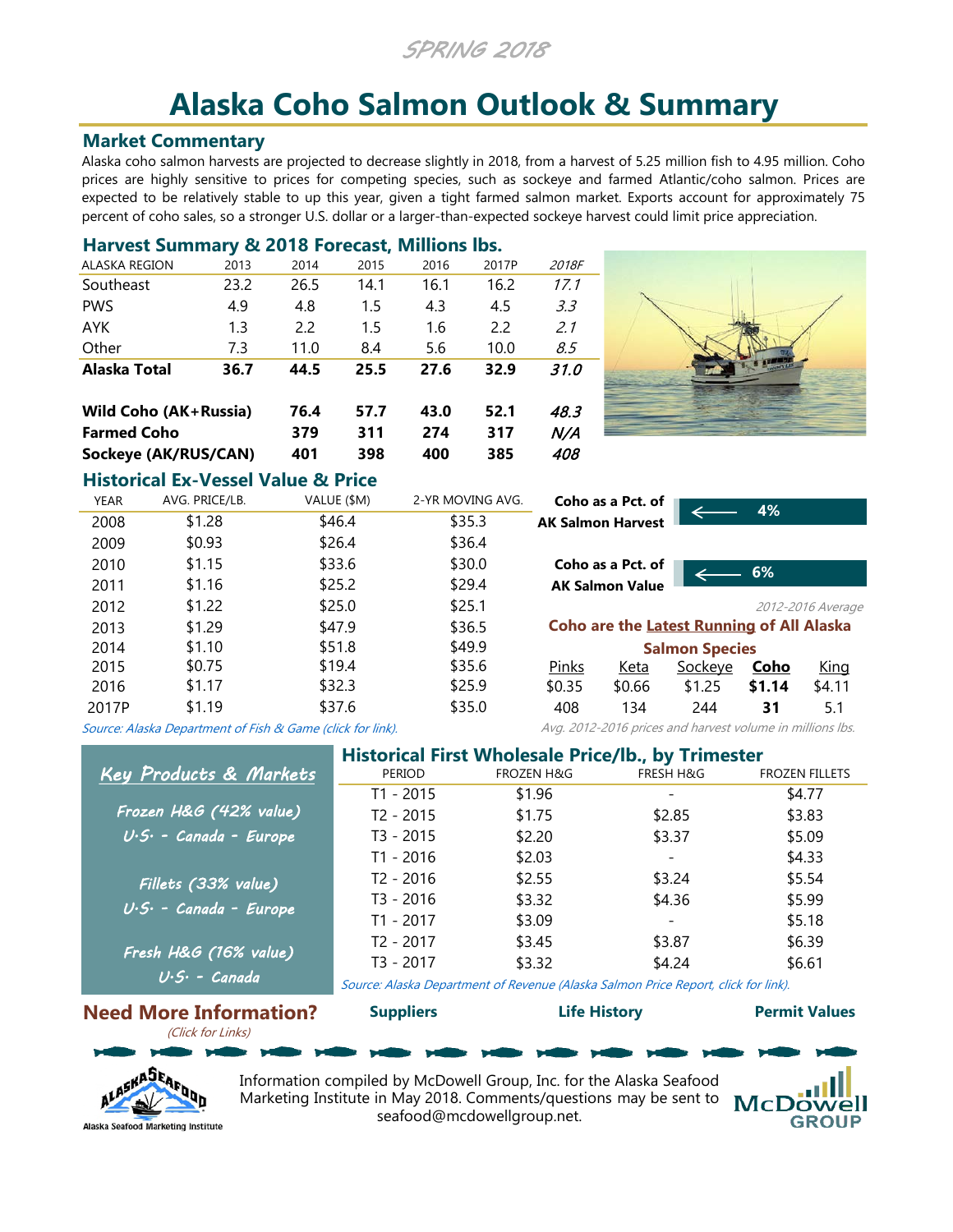SPRING 2018

# Alaska Coho Salmon Outlook & Summary

## Market Commentary

Alaska coho salmon harvests are projected to decrease slightly in 2018, from a harvest of 5.25 million fish to 4.95 million. Coho prices are highly sensitive to prices for competing species, such as sockeye and farmed Atlantic/coho salmon. Prices are expected to be relatively stable to up this year, given a tight farmed salmon market. Exports account for approximately 75 percent of coho sales, so a stronger U.S. dollar or a larger-than-expected sockeye harvest could limit price appreciation.

## Harvest Summary & 2018 Forecast, Millions lbs.

| ALASKA REGION | 2013 | 2014 | 2015 | 2016 | 2017P | *2018F* |
|---|---|---|---|---|---|---|
| Southeast | 23.2 | 26.5 | 14.1 | 16.1 | 16.2 | *17.1* |
| PWS | 4.9 | 4.8 | 1.5 | 4.3 | 4.5 | *3.3* |
| AYK | 1.3 | 2.2 | 1.5 | 1.6 | 2.2 | *2.1* |
| Other | 7.3 | 11.0 | 8.4 | 5.6 | 10.0 | *8.5* |
| **Alaska Total** | **36.7** | **44.5** | **25.5** | **27.6** | **32.9** | ***31.0*** |
| | | | | | | |
| **Wild Coho (AK+Russia)** | **76.4** | **57.7** | **43.0** | **52.1** | **48.3** | |
| **Farmed Coho** | **379** | **311** | **274** | **317** | ***N/A*** | |
| **Sockeye (AK/RUS/CAN)** | **401** | **398** | **400** | **385** | ***408*** | |

## Historical Ex-Vessel Value & Price

| YEAR | AVG. PRICE/LB. | VALUE ($M) | 2-YR MOVING AVG. |
|---|---|---|---|
| 2008 | $1.28 | $46.4 | $35.3 |
| 2009 | $0.93 | $26.4 | $36.4 |
| 2010 | $1.15 | $33.6 | $30.0 |
| 2011 | $1.16 | $25.2 | $29.4 |
| 2012 | $1.22 | $25.0 | $25.1 |
| 2013 | $1.29 | $47.9 | $36.5 |
| 2014 | $1.10 | $51.8 | $49.9 |
| 2015 | $0.75 | $19.4 | $35.6 |
| 2016 | $1.17 | $32.3 | $25.9 |
| 2017P | $1.19 | $37.6 | $35.0 |

*Source: Alaska Department of Fish & Game (click for link).*

**Coho as a Pct. of AK Salmon Harvest:** 4%

**Coho as a Pct. of AK Salmon Value:** 6%

*2012-2016 Average*

**Coho are the Latest Running of All Alaska Salmon Species**

| Pinks | Keta | Sockeye | **Coho** | King |
|---|---|---|---|---|
| $0.35 | $0.66 | $1.25 | **$1.14** | $4.11 |
| 408 | 134 | 244 | **31** | 5.1 |

*Avg. 2012-2016 prices and harvest volume in millions lbs.*

## Key Products & Markets

*Frozen H&G (42% value)*
*U.S. - Canada - Europe*

*Fillets (33% value)*
*U.S. - Canada - Europe*

*Fresh H&G (16% value)*
*U.S. - Canada*

## Historical First Wholesale Price/lb., by Trimester

| PERIOD | FROZEN H&G | FRESH H&G | FROZEN FILLETS |
|---|---|---|---|
| T1 - 2015 | $1.96 | - | $4.77 |
| T2 - 2015 | $1.75 | $2.85 | $3.83 |
| T3 - 2015 | $2.20 | $3.37 | $5.09 |
| T1 - 2016 | $2.03 | - | $4.33 |
| T2 - 2016 | $2.55 | $3.24 | $5.54 |
| T3 - 2016 | $3.32 | $4.36 | $5.99 |
| T1 - 2017 | $3.09 | - | $5.18 |
| T2 - 2017 | $3.45 | $3.87 | $6.39 |
| T3 - 2017 | $3.32 | $4.24 | $6.61 |

*Source: Alaska Department of Revenue (Alaska Salmon Price Report, click for link).*

## Need More Information?

*(Click for Links)*

**Suppliers** | **Life History** | **Permit Values**

Information compiled by McDowell Group, Inc. for the Alaska Seafood Marketing Institute in May 2018. Comments/questions may be sent to seafood@mcdowellgroup.net.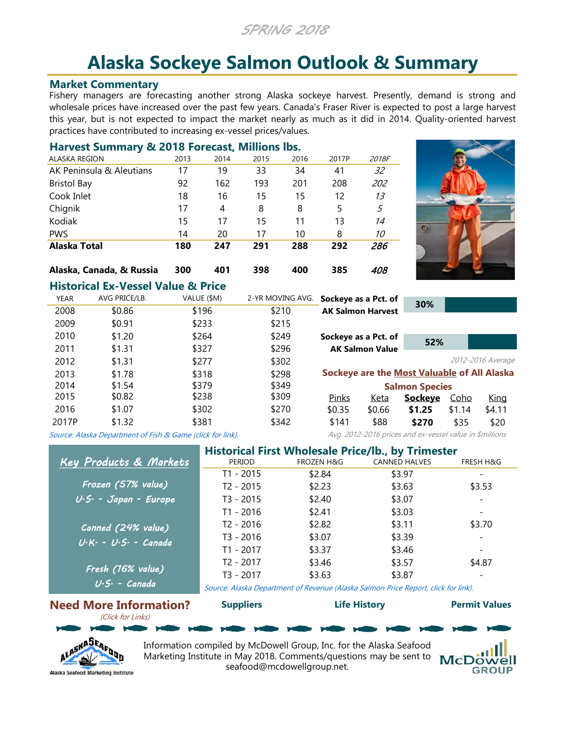SPRING 2018

# Alaska Sockeye Salmon Outlook & Summary

## Market Commentary

Fishery managers are forecasting another strong Alaska sockeye harvest. Presently, demand is strong and wholesale prices have increased over the past few years. Canada's Fraser River is expected to post a large harvest this year, but is not expected to impact the market nearly as much as it did in 2014. Quality-oriented harvest practices have contributed to increasing ex-vessel prices/values.

## Harvest Summary & 2018 Forecast, Millions lbs.

| ALASKA REGION | 2013 | 2014 | 2015 | 2016 | 2017P | *2018F* |
|---|---|---|---|---|---|---|
| AK Peninsula & Aleutians | 17 | 19 | 33 | 34 | 41 | *32* |
| Bristol Bay | 92 | 162 | 193 | 201 | 208 | *202* |
| Cook Inlet | 18 | 16 | 15 | 15 | 12 | *13* |
| Chignik | 17 | 4 | 8 | 8 | 5 | *5* |
| Kodiak | 15 | 17 | 15 | 11 | 13 | *14* |
| PWS | 14 | 20 | 17 | 10 | 8 | *10* |
| **Alaska Total** | **180** | **247** | **291** | **288** | **292** | ***286*** |
| **Alaska, Canada, & Russia** | **300** | **401** | **398** | **400** | **385** | ***408*** |

## Historical Ex-Vessel Value & Price

| YEAR | AVG PRICE/LB. | VALUE ($M) | 2-YR MOVING AVG. |
|---|---|---|---|
| 2008 | $0.86 | $196 | $210 |
| 2009 | $0.91 | $233 | $215 |
| 2010 | $1.20 | $264 | $249 |
| 2011 | $1.31 | $327 | $296 |
| 2012 | $1.31 | $277 | $302 |
| 2013 | $1.78 | $318 | $298 |
| 2014 | $1.54 | $379 | $349 |
| 2015 | $0.82 | $238 | $309 |
| 2016 | $1.07 | $302 | $270 |
| 2017P | $1.32 | $381 | $342 |

*Source: Alaska Department of Fish & Game (click for link).*

**Sockeye as a Pct. of AK Salmon Harvest**: 30%

**Sockeye as a Pct. of AK Salmon Value**: 52%

*2012-2016 Average*

**Sockeye are the Most Valuable of All Alaska Salmon Species**

| Pinks | Keta | **Sockeye** | Coho | King |
|---|---|---|---|---|
| $0.35 | $0.66 | **$1.25** | $1.14 | $4.11 |
| $141 | $88 | **$270** | $35 | $20 |

*Avg. 2012-2016 prices and ex-vessel value in $millions*

## Key Products & Markets

*Frozen (57% value)*
*U.S. - Japan - Europe*

*Canned (24% value)*
*U.K. - U.S. - Canada*

*Fresh (16% value)*
*U.S. - Canada*

## Historical First Wholesale Price/lb., by Trimester

| PERIOD | FROZEN H&G | CANNED HALVES | FRESH H&G |
|---|---|---|---|
| T1 - 2015 | $2.84 | $3.97 | - |
| T2 - 2015 | $2.23 | $3.63 | $3.53 |
| T3 - 2015 | $2.40 | $3.07 | - |
| T1 - 2016 | $2.41 | $3.03 | - |
| T2 - 2016 | $2.82 | $3.11 | $3.70 |
| T3 - 2016 | $3.07 | $3.39 | - |
| T1 - 2017 | $3.37 | $3.46 | - |
| T2 - 2017 | $3.46 | $3.57 | $4.87 |
| T3 - 2017 | $3.63 | $3.87 | - |

*Source: Alaska Department of Revenue (Alaska Salmon Price Report, click for link).*

## Need More Information?

*(Click for Links)*

**Suppliers** | **Life History** | **Permit Values**

Information compiled by McDowell Group, Inc. for the Alaska Seafood Marketing Institute in May 2018. Comments/questions may be sent to seafood@mcdowellgroup.net.

Alaska Seafood Marketing Institute

McDowell Group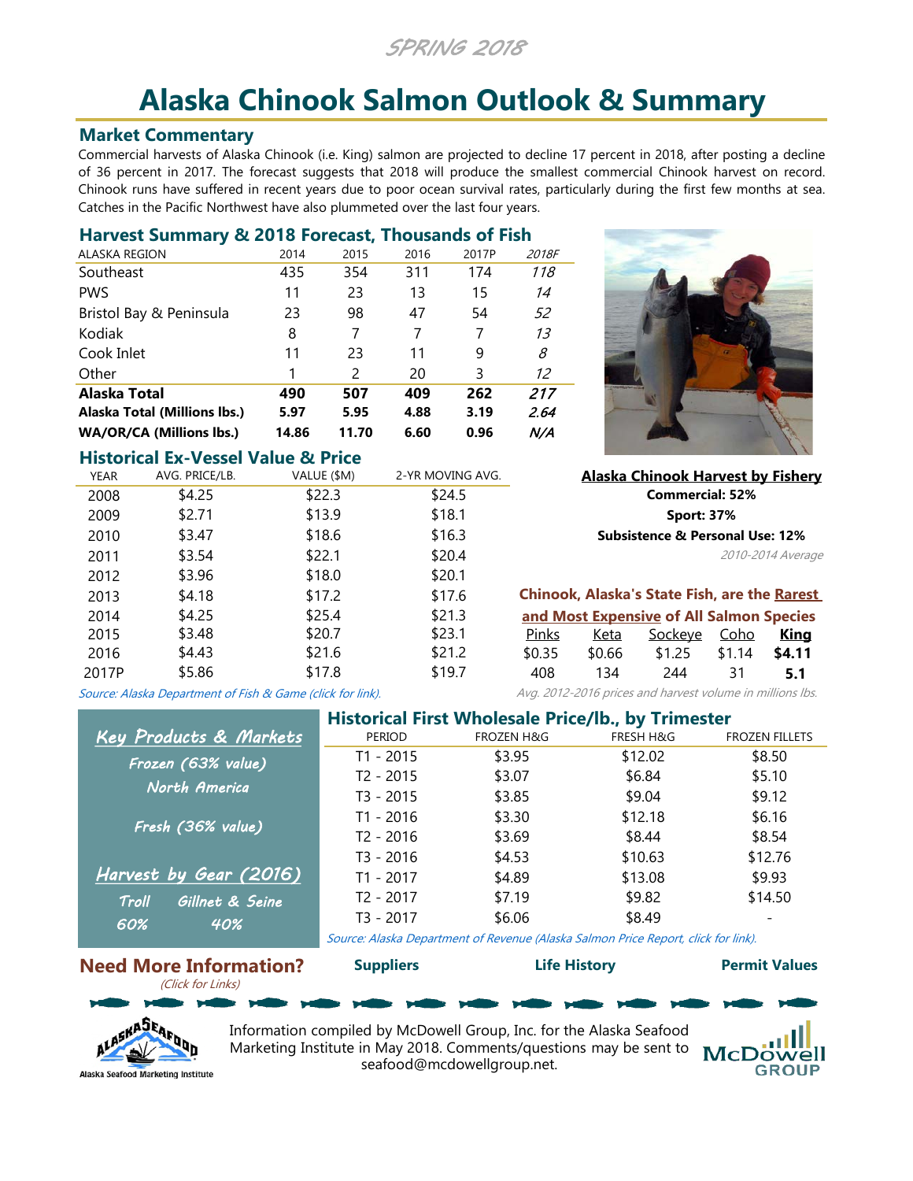SPRING 2018

# Alaska Chinook Salmon Outlook & Summary

## Market Commentary

Commercial harvests of Alaska Chinook (i.e. King) salmon are projected to decline 17 percent in 2018, after posting a decline of 36 percent in 2017. The forecast suggests that 2018 will produce the smallest commercial Chinook harvest on record. Chinook runs have suffered in recent years due to poor ocean survival rates, particularly during the first few months at sea. Catches in the Pacific Northwest have also plummeted over the last four years.

## Harvest Summary & 2018 Forecast, Thousands of Fish

| ALASKA REGION | 2014 | 2015 | 2016 | 2017P | *2018F* |
|---|---|---|---|---|---|
| Southeast | 435 | 354 | 311 | 174 | *118* |
| PWS | 11 | 23 | 13 | 15 | *14* |
| Bristol Bay & Peninsula | 23 | 98 | 47 | 54 | *52* |
| Kodiak | 8 | 7 | 7 | 7 | *13* |
| Cook Inlet | 11 | 23 | 11 | 9 | *8* |
| Other | 1 | 2 | 20 | 3 | *12* |
| **Alaska Total** | **490** | **507** | **409** | **262** | ***217*** |
| **Alaska Total (Millions lbs.)** | **5.97** | **5.95** | **4.88** | **3.19** | ***2.64*** |
| **WA/OR/CA (Millions lbs.)** | **14.86** | **11.70** | **6.60** | **0.96** | ***N/A*** |

## Historical Ex-Vessel Value & Price

| YEAR | AVG. PRICE/LB. | VALUE ($M) | 2-YR MOVING AVG. |
|---|---|---|---|
| 2008 | $4.25 | $22.3 | $24.5 |
| 2009 | $2.71 | $13.9 | $18.1 |
| 2010 | $3.47 | $18.6 | $16.3 |
| 2011 | $3.54 | $22.1 | $20.4 |
| 2012 | $3.96 | $18.0 | $20.1 |
| 2013 | $4.18 | $17.2 | $17.6 |
| 2014 | $4.25 | $25.4 | $21.3 |
| 2015 | $3.48 | $20.7 | $23.1 |
| 2016 | $4.43 | $21.6 | $21.2 |
| 2017P | $5.86 | $17.8 | $19.7 |

*Source: Alaska Department of Fish & Game (click for link).*

**Alaska Chinook Harvest by Fishery**

**Commercial: 52%**

**Sport: 37%**

**Subsistence & Personal Use: 12%**

*2010-2014 Average*

**Chinook, Alaska's State Fish, are the Rarest and Most Expensive of All Salmon Species**

| Pinks | Keta | Sockeye | Coho | **King** |
|---|---|---|---|---|
| $0.35 | $0.66 | $1.25 | $1.14 | **$4.11** |
| 408 | 134 | 244 | 31 | **5.1** |

*Avg. 2012-2016 prices and harvest volume in millions lbs.*

**Key Products & Markets**

*Frozen (63% value)*

*North America*

*Fresh (36% value)*

**Harvest by Gear (2016)**

*Troll 60%*

*Gillnet & Seine 40%*

## Historical First Wholesale Price/lb., by Trimester

| PERIOD | FROZEN H&G | FRESH H&G | FROZEN FILLETS |
|---|---|---|---|
| T1 - 2015 | $3.95 | $12.02 | $8.50 |
| T2 - 2015 | $3.07 | $6.84 | $5.10 |
| T3 - 2015 | $3.85 | $9.04 | $9.12 |
| T1 - 2016 | $3.30 | $12.18 | $6.16 |
| T2 - 2016 | $3.69 | $8.44 | $8.54 |
| T3 - 2016 | $4.53 | $10.63 | $12.76 |
| T1 - 2017 | $4.89 | $13.08 | $9.93 |
| T2 - 2017 | $7.19 | $9.82 | $14.50 |
| T3 - 2017 | $6.06 | $8.49 | - |

*Source: Alaska Department of Revenue (Alaska Salmon Price Report, click for link).*

## Need More Information?
*(Click for Links)*

**Suppliers** | **Life History** | **Permit Values**

Information compiled by McDowell Group, Inc. for the Alaska Seafood Marketing Institute in May 2018. Comments/questions may be sent to seafood@mcdowellgroup.net.